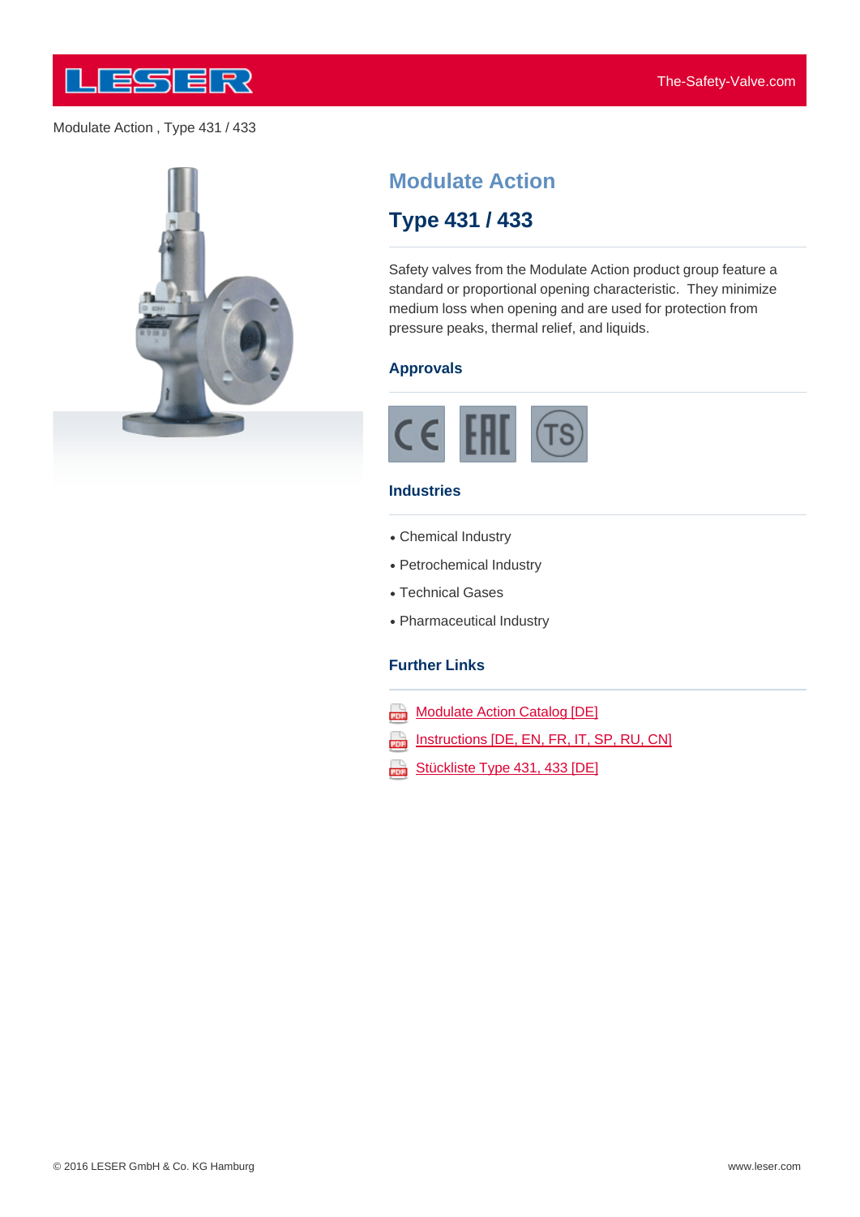Modulate Action , Type 431 / 433

# Modulate Action

## Type 431 / 433

Safety valves from the Modulate Action product group feature a standard or proportional opening characteristic. They minimize medium loss when opening and are used for protection from pressure peaks, thermal relief, and liquids.

### Approvals

### Industries

- Chemical Industry
- Petrochemical Industry
- Technical Gases
- Pharmaceutical Industry

### Further Links

- Modulate Action Catalog [DE]
- Instructions [DE, EN, FR, IT, SP, RU, CN]
- Stückliste Type 431, 433 [DE]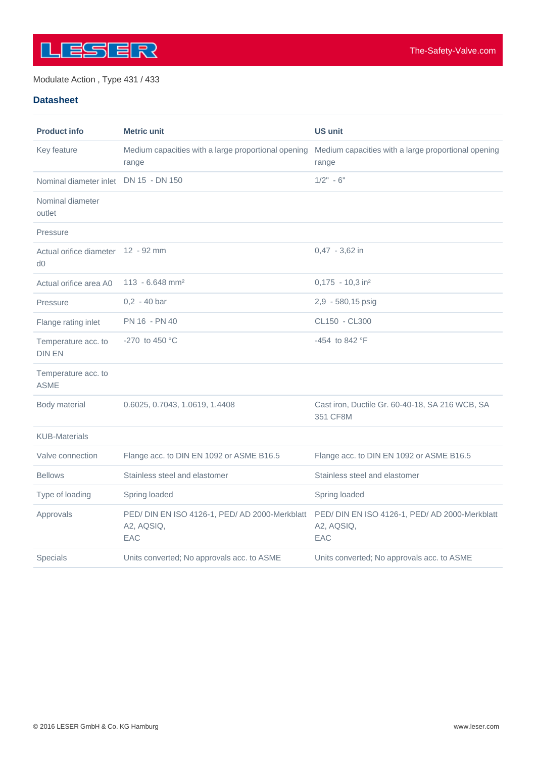Modulate Action , Type 431 / 433

## Datasheet

| Product info | Metric unit | US unit |
|---|---|---|
| Key feature | Medium capacities with a large proportional opening range | Medium capacities with a large proportional opening range |
| Nominal diameter inlet | DN 15 - DN 150 | 1/2" - 6" |
| Nominal diameter outlet | | |
| Pressure | | |
| Actual orifice diameter d0 | 12 - 92 mm | 0,47 - 3,62 in |
| Actual orifice area A0 | 113 - 6.648 mm² | 0,175 - 10,3 in² |
| Pressure | 0,2 - 40 bar | 2,9 - 580,15 psig |
| Flange rating inlet | PN 16 - PN 40 | CL150 - CL300 |
| Temperature acc. to DIN EN | -270 to 450 °C | -454 to 842 °F |
| Temperature acc. to ASME | | |
| Body material | 0.6025, 0.7043, 1.0619, 1.4408 | Cast iron, Ductile Gr. 60-40-18, SA 216 WCB, SA 351 CF8M |
| KUB-Materials | | |
| Valve connection | Flange acc. to DIN EN 1092 or ASME B16.5 | Flange acc. to DIN EN 1092 or ASME B16.5 |
| Bellows | Stainless steel and elastomer | Stainless steel and elastomer |
| Type of loading | Spring loaded | Spring loaded |
| Approvals | PED/ DIN EN ISO 4126-1, PED/ AD 2000-Merkblatt A2, AQSIQ, EAC | PED/ DIN EN ISO 4126-1, PED/ AD 2000-Merkblatt A2, AQSIQ, EAC |
| Specials | Units converted; No approvals acc. to ASME | Units converted; No approvals acc. to ASME |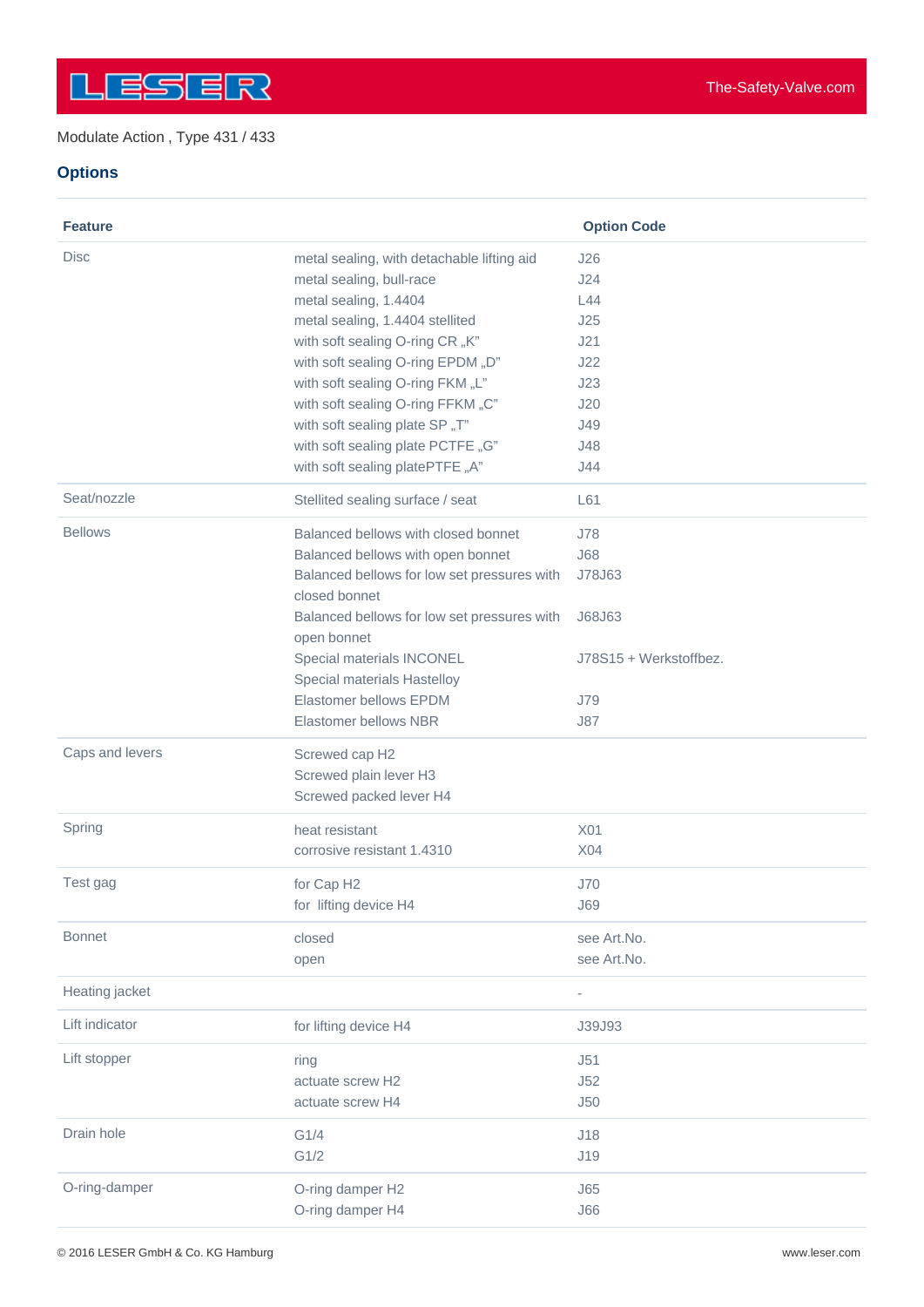Modulate Action , Type 431 / 433

## Options

| Feature | | Option Code |
|---|---|---|
| Disc | metal sealing, with detachable lifting aid | J26 |
| | metal sealing, bull-race | J24 |
| | metal sealing, 1.4404 | L44 |
| | metal sealing, 1.4404 stellited | J25 |
| | with soft sealing O-ring CR „K" | J21 |
| | with soft sealing O-ring EPDM „D" | J22 |
| | with soft sealing O-ring FKM „L" | J23 |
| | with soft sealing O-ring FFKM „C" | J20 |
| | with soft sealing plate SP „T" | J49 |
| | with soft sealing plate PCTFE „G" | J48 |
| | with soft sealing platePTFE „A" | J44 |
| Seat/nozzle | Stellited sealing surface / seat | L61 |
| Bellows | Balanced bellows with closed bonnet | J78 |
| | Balanced bellows with open bonnet | J68 |
| | Balanced bellows for low set pressures with closed bonnet | J78J63 |
| | Balanced bellows for low set pressures with open bonnet | J68J63 |
| | Special materials INCONEL | J78S15 + Werkstoffbez. |
| | Special materials Hastelloy | |
| | Elastomer bellows EPDM | J79 |
| | Elastomer bellows NBR | J87 |
| Caps and levers | Screwed cap H2 | |
| | Screwed plain lever H3 | |
| | Screwed packed lever H4 | |
| Spring | heat resistant | X01 |
| | corrosive resistant 1.4310 | X04 |
| Test gag | for Cap H2 | J70 |
| | for lifting device H4 | J69 |
| Bonnet | closed | see Art.No. |
| | open | see Art.No. |
| Heating jacket | | - |
| Lift indicator | for lifting device H4 | J39J93 |
| Lift stopper | ring | J51 |
| | actuate screw H2 | J52 |
| | actuate screw H4 | J50 |
| Drain hole | G1/4 | J18 |
| | G1/2 | J19 |
| O-ring-damper | O-ring damper H2 | J65 |
| | O-ring damper H4 | J66 |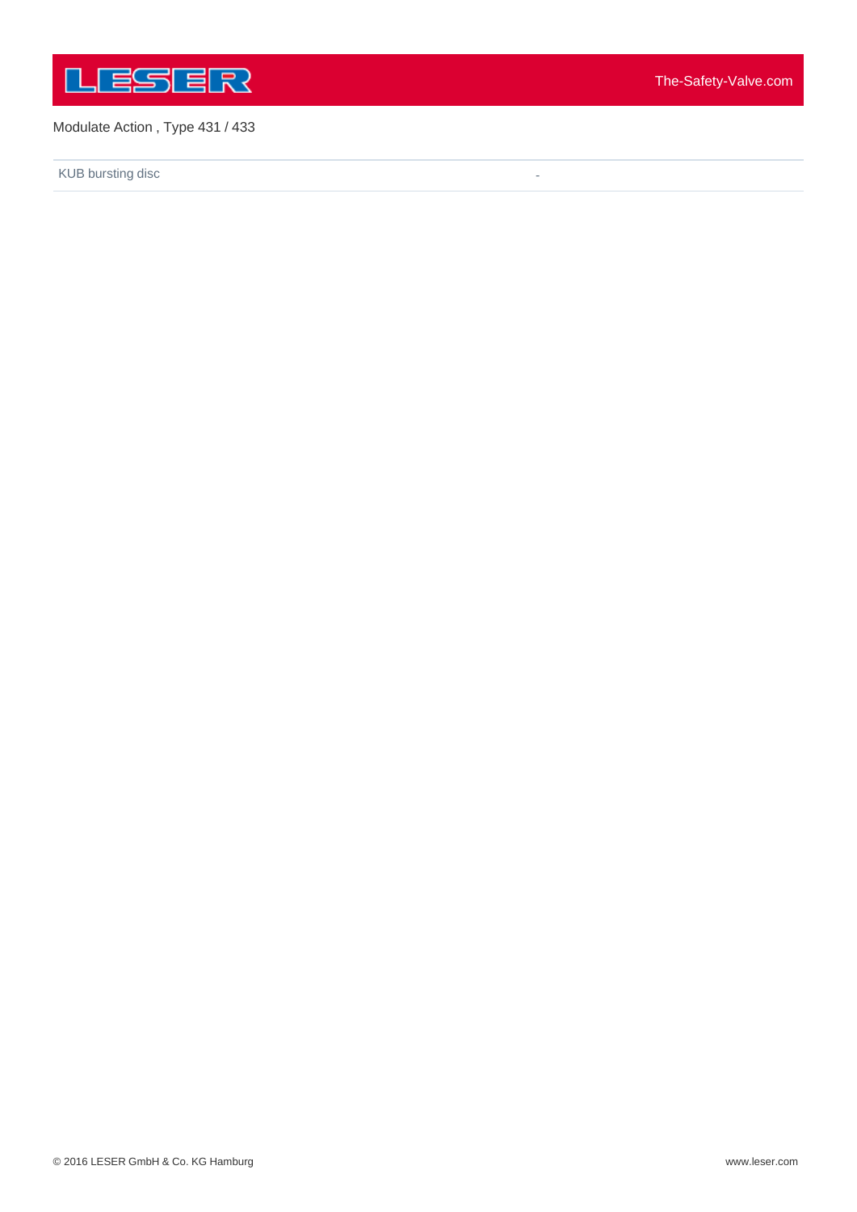Modulate Action , Type 431 / 433

| | |
|---|---|
| KUB bursting disc | - |